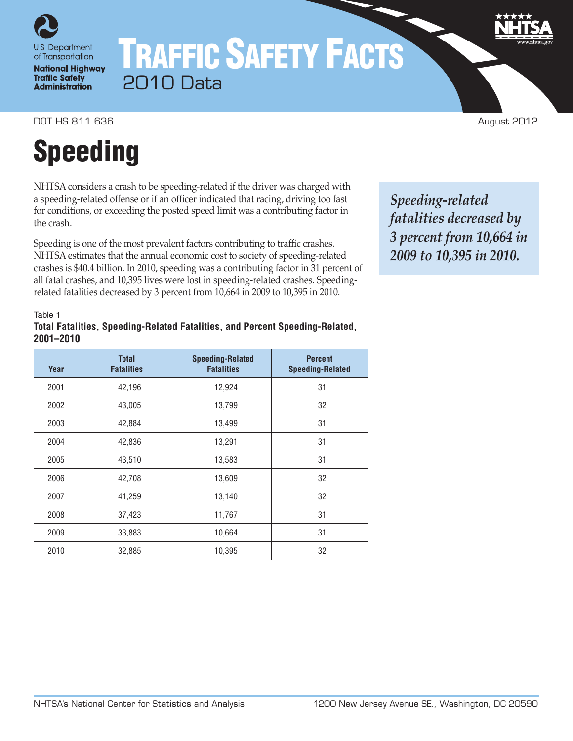U.S. Department of Transportation

**National Highway Traffic Safety Administration**

# TRAFFIC SAFETY FACTS

2010 Data

DOT HS 811 636 August 2012

# Speeding

NHTSA considers a crash to be speeding-related if the driver was charged with a speeding-related offense or if an officer indicated that racing, driving too fast for conditions, or exceeding the posted speed limit was a contributing factor in the crash.

Speeding is one of the most prevalent factors contributing to traffic crashes. NHTSA estimates that the annual economic cost to society of speeding-related crashes is $40.4 billion. In 2010, speeding was a contributing factor in 31 percent of all fatal crashes, and 10,395 lives were lost in speeding-related crashes. Speeding-related fatalities decreased by 3 percent from 10,664 in 2009 to 10,395 in 2010.

*Speeding-related fatalities decreased by 3 percent from 10,664 in 2009 to 10,395 in 2010.*

Table 1
**Total Fatalities, Speeding-Related Fatalities, and Percent Speeding-Related, 2001–2010**

| Year | Total Fatalities | Speeding-Related Fatalities | Percent Speeding-Related |
|---|---|---|---|
| 2001 | 42,196 | 12,924 | 31 |
| 2002 | 43,005 | 13,799 | 32 |
| 2003 | 42,884 | 13,499 | 31 |
| 2004 | 42,836 | 13,291 | 31 |
| 2005 | 43,510 | 13,583 | 31 |
| 2006 | 42,708 | 13,609 | 32 |
| 2007 | 41,259 | 13,140 | 32 |
| 2008 | 37,423 | 11,767 | 31 |
| 2009 | 33,883 | 10,664 | 31 |
| 2010 | 32,885 | 10,395 | 32 |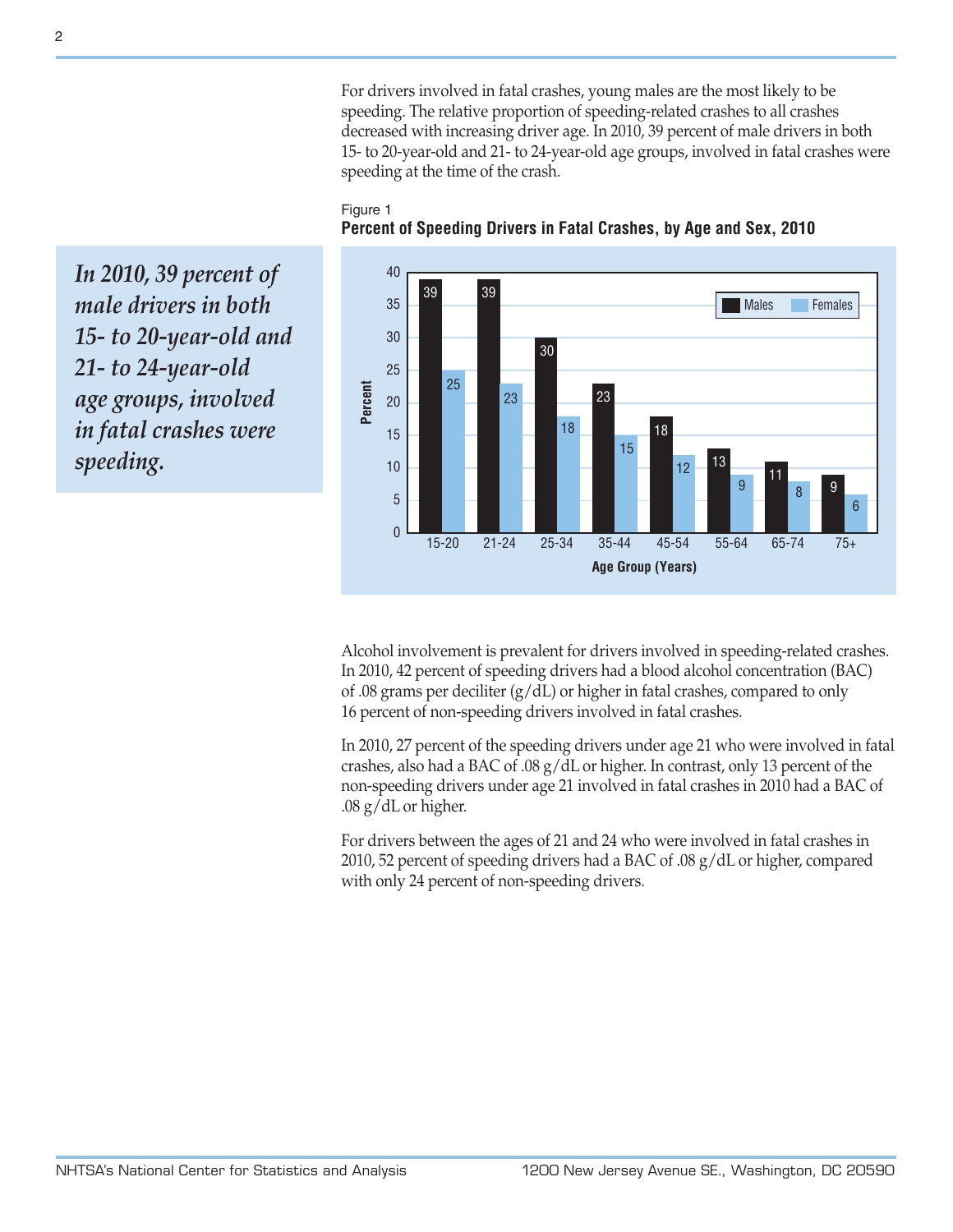For drivers involved in fatal crashes, young males are the most likely to be speeding. The relative proportion of speeding-related crashes to all crashes decreased with increasing driver age. In 2010, 39 percent of male drivers in both 15- to 20-year-old and 21- to 24-year-old age groups, involved in fatal crashes were speeding at the time of the crash.

*In 2010, 39 percent of male drivers in both 15- to 20-year-old and 21- to 24-year-old age groups, involved in fatal crashes were speeding.*

Figure 1
**Percent of Speeding Drivers in Fatal Crashes, by Age and Sex, 2010**

| Age Group (Years) | Males | Females |
|---|---|---|
| 15-20 | 39 | 25 |
| 21-24 | 39 | 23 |
| 25-34 | 30 | 18 |
| 35-44 | 23 | 15 |
| 45-54 | 18 | 12 |
| 55-64 | 13 | 9 |
| 65-74 | 11 | 8 |
| 75+ | 9 | 6 |

Alcohol involvement is prevalent for drivers involved in speeding-related crashes. In 2010, 42 percent of speeding drivers had a blood alcohol concentration (BAC) of .08 grams per deciliter (g/dL) or higher in fatal crashes, compared to only 16 percent of non-speeding drivers involved in fatal crashes.

In 2010, 27 percent of the speeding drivers under age 21 who were involved in fatal crashes, also had a BAC of .08 g/dL or higher. In contrast, only 13 percent of the non-speeding drivers under age 21 involved in fatal crashes in 2010 had a BAC of .08 g/dL or higher.

For drivers between the ages of 21 and 24 who were involved in fatal crashes in 2010, 52 percent of speeding drivers had a BAC of .08 g/dL or higher, compared with only 24 percent of non-speeding drivers.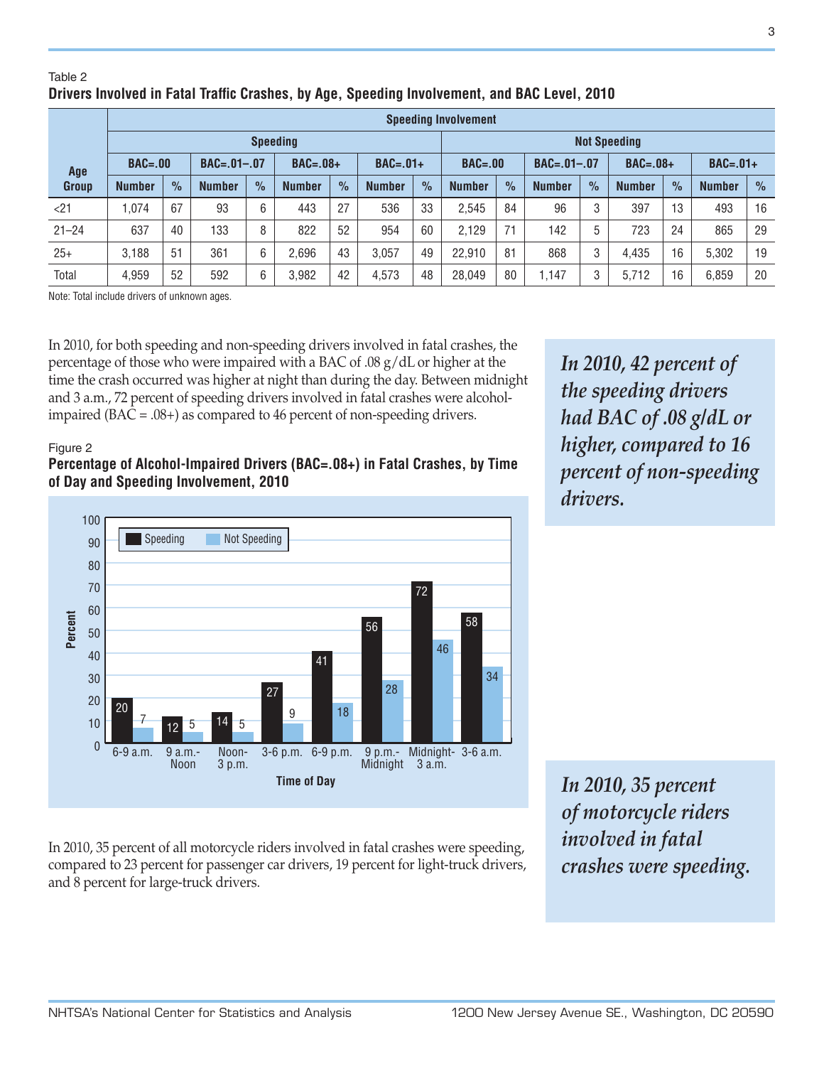Table 2

**Drivers Involved in Fatal Traffic Crashes, by Age, Speeding Involvement, and BAC Level, 2010**

| Age Group | Speeding Involvement | | | | | | | | | | | | | | | |
|---|---|---|---|---|---|---|---|---|---|---|---|---|---|---|---|---|
| | Speeding | | | | | | | | Not Speeding | | | | | | | |
| | BAC=.00 | | BAC=.01–.07 | | BAC=.08+ | | BAC=.01+ | | BAC=.00 | | BAC=.01–.07 | | BAC=.08+ | | BAC=.01+ | |
| | Number | % | Number | % | Number | % | Number | % | Number | % | Number | % | Number | % | Number | % |
| <21 | 1,074 | 67 | 93 | 6 | 443 | 27 | 536 | 33 | 2,545 | 84 | 96 | 3 | 397 | 13 | 493 | 16 |
| 21–24 | 637 | 40 | 133 | 8 | 822 | 52 | 954 | 60 | 2,129 | 71 | 142 | 5 | 723 | 24 | 865 | 29 |
| 25+ | 3,188 | 51 | 361 | 6 | 2,696 | 43 | 3,057 | 49 | 22,910 | 81 | 868 | 3 | 4,435 | 16 | 5,302 | 19 |
| Total | 4,959 | 52 | 592 | 6 | 3,982 | 42 | 4,573 | 48 | 28,049 | 80 | 1,147 | 3 | 5,712 | 16 | 6,859 | 20 |

Note: Total include drivers of unknown ages.

In 2010, for both speeding and non-speeding drivers involved in fatal crashes, the percentage of those who were impaired with a BAC of .08 g/dL or higher at the time the crash occurred was higher at night than during the day. Between midnight and 3 a.m., 72 percent of speeding drivers involved in fatal crashes were alcohol-impaired (BAC = .08+) as compared to 46 percent of non-speeding drivers.

*In 2010, 42 percent of the speeding drivers had BAC of .08 g/dL or higher, compared to 16 percent of non-speeding drivers.*

Figure 2

**Percentage of Alcohol-Impaired Drivers (BAC=.08+) in Fatal Crashes, by Time of Day and Speeding Involvement, 2010**

| Time of Day | Speeding | Not Speeding |
|---|---|---|
| 6-9 a.m. | 20 | 7 |
| 9 a.m.-Noon | 12 | 5 |
| Noon-3 p.m. | 14 | 5 |
| 3-6 p.m. | 27 | 9 |
| 6-9 p.m. | 41 | 18 |
| 9 p.m.-Midnight | 56 | 28 |
| Midnight-3 a.m. | 72 | 46 |
| 3-6 a.m. | 58 | 34 |

In 2010, 35 percent of all motorcycle riders involved in fatal crashes were speeding, compared to 23 percent for passenger car drivers, 19 percent for light-truck drivers, and 8 percent for large-truck drivers.

*In 2010, 35 percent of motorcycle riders involved in fatal crashes were speeding.*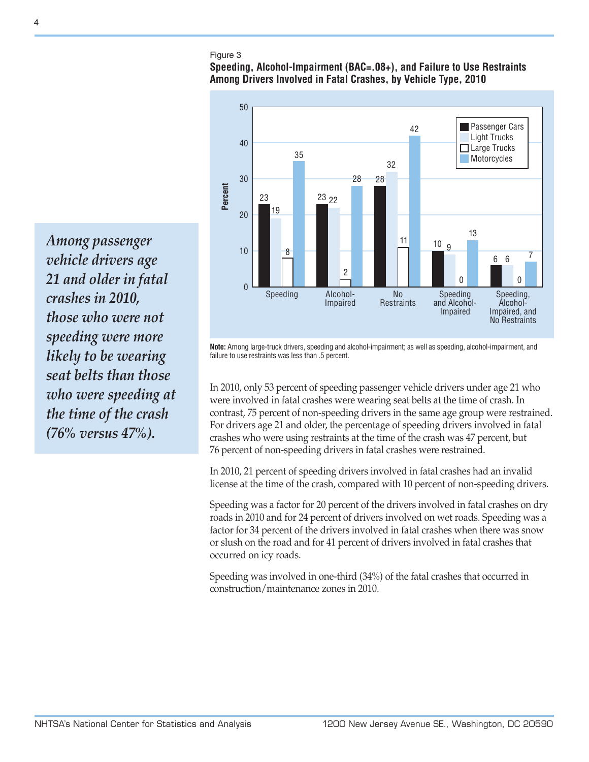Figure 3

**Speeding, Alcohol-Impairment (BAC=.08+), and Failure to Use Restraints Among Drivers Involved in Fatal Crashes, by Vehicle Type, 2010**

| | Passenger Cars | Light Trucks | Large Trucks | Motorcycles |
|---|---|---|---|---|
| Speeding | 23 | 19 | 8 | 35 |
| Alcohol-Impaired | 23 | 22 | 2 | 28 |
| No Restraints | 28 | 32 | 11 | 42 |
| Speeding and Alcohol-Impaired | 10 | 9 | 0 | 13 |
| Speeding, Alcohol-Impaired, and No Restraints | 6 | 6 | 0 | 7 |

**Note:** Among large-truck drivers, speeding and alcohol-impairment; as well as speeding, alcohol-impairment, and failure to use restraints was less than .5 percent.

*Among passenger vehicle drivers age 21 and older in fatal crashes in 2010, those who were not speeding were more likely to be wearing seat belts than those who were speeding at the time of the crash (76% versus 47%).*

In 2010, only 53 percent of speeding passenger vehicle drivers under age 21 who were involved in fatal crashes were wearing seat belts at the time of crash. In contrast, 75 percent of non-speeding drivers in the same age group were restrained. For drivers age 21 and older, the percentage of speeding drivers involved in fatal crashes who were using restraints at the time of the crash was 47 percent, but 76 percent of non-speeding drivers in fatal crashes were restrained.

In 2010, 21 percent of speeding drivers involved in fatal crashes had an invalid license at the time of the crash, compared with 10 percent of non-speeding drivers.

Speeding was a factor for 20 percent of the drivers involved in fatal crashes on dry roads in 2010 and for 24 percent of drivers involved on wet roads. Speeding was a factor for 34 percent of the drivers involved in fatal crashes when there was snow or slush on the road and for 41 percent of drivers involved in fatal crashes that occurred on icy roads.

Speeding was involved in one-third (34%) of the fatal crashes that occurred in construction/maintenance zones in 2010.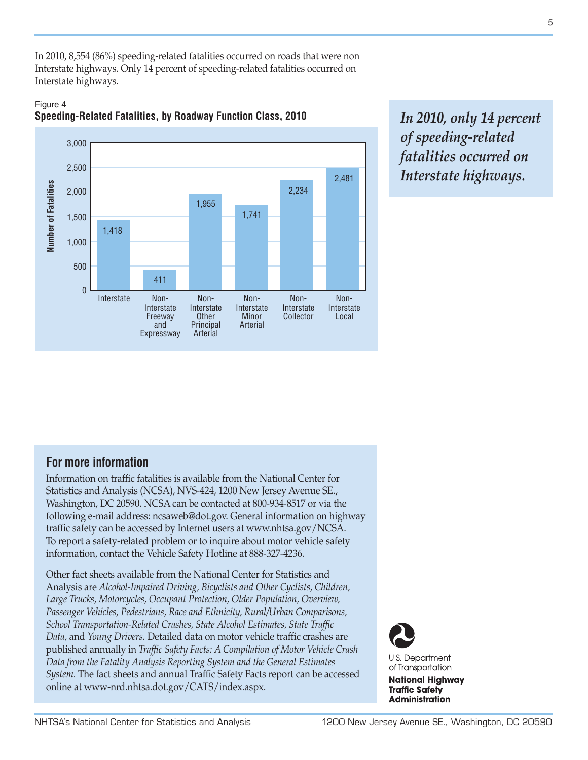In 2010, 8,554 (86%) speeding-related fatalities occurred on roads that were non Interstate highways. Only 14 percent of speeding-related fatalities occurred on Interstate highways.

Figure 4
**Speeding-Related Fatalities, by Roadway Function Class, 2010**

| Roadway Function Class | Number of Fatalities |
| --- | --- |
| Interstate | 1,418 |
| Non-Interstate Freeway and Expressway | 411 |
| Non-Interstate Other Principal Arterial | 1,955 |
| Non-Interstate Minor Arterial | 1,741 |
| Non-Interstate Collector | 2,234 |
| Non-Interstate Local | 2,481 |

***In 2010, only 14 percent of speeding-related fatalities occurred on Interstate highways.***

## For more information

Information on traffic fatalities is available from the National Center for Statistics and Analysis (NCSA), NVS-424, 1200 New Jersey Avenue SE., Washington, DC 20590. NCSA can be contacted at 800-934-8517 or via the following e-mail address: ncsaweb@dot.gov. General information on highway traffic safety can be accessed by Internet users at www.nhtsa.gov/NCSA. To report a safety-related problem or to inquire about motor vehicle safety information, contact the Vehicle Safety Hotline at 888-327-4236.

Other fact sheets available from the National Center for Statistics and Analysis are *Alcohol-Impaired Driving, Bicyclists and Other Cyclists, Children, Large Trucks, Motorcycles, Occupant Protection, Older Population, Overview, Passenger Vehicles, Pedestrians, Race and Ethnicity, Rural/Urban Comparisons, School Transportation-Related Crashes, State Alcohol Estimates, State Traffic Data,* and *Young Drivers.* Detailed data on motor vehicle traffic crashes are published annually in *Traffic Safety Facts: A Compilation of Motor Vehicle Crash Data from the Fatality Analysis Reporting System and the General Estimates System.* The fact sheets and annual Traffic Safety Facts report can be accessed online at www-nrd.nhtsa.dot.gov/CATS/index.aspx.

U.S. Department of Transportation
**National Highway Traffic Safety Administration**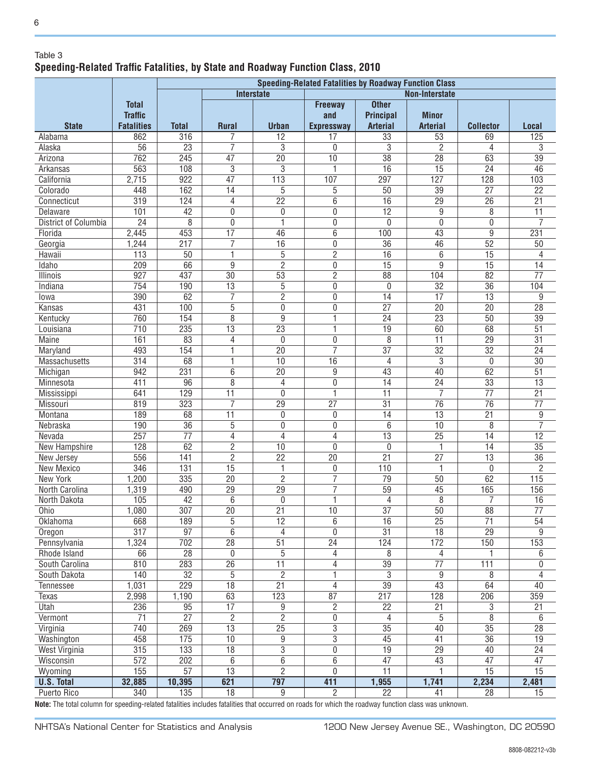Table 3
**Speeding-Related Traffic Fatalities, by State and Roadway Function Class, 2010**

| State | Total Traffic Fatalities | Speeding-Related Fatalities by Roadway Function Class | | | | | | | |
|---|---|---|---|---|---|---|---|---|---|
| | | | Interstate | | Non-Interstate | | | | |
| | | Total | Rural | Urban | Freeway and Expressway | Other Principal Arterial | Minor Arterial | Collector | Local |
| Alabama | 862 | 316 | 7 | 12 | 17 | 33 | 53 | 69 | 125 |
| Alaska | 56 | 23 | 7 | 3 | 0 | 3 | 2 | 4 | 3 |
| Arizona | 762 | 245 | 47 | 20 | 10 | 38 | 28 | 63 | 39 |
| Arkansas | 563 | 108 | 3 | 3 | 1 | 16 | 15 | 24 | 46 |
| California | 2,715 | 922 | 47 | 113 | 107 | 297 | 127 | 128 | 103 |
| Colorado | 448 | 162 | 14 | 5 | 5 | 50 | 39 | 27 | 22 |
| Connecticut | 319 | 124 | 4 | 22 | 6 | 16 | 29 | 26 | 21 |
| Delaware | 101 | 42 | 0 | 0 | 0 | 12 | 9 | 8 | 11 |
| District of Columbia | 24 | 8 | 0 | 1 | 0 | 0 | 0 | 0 | 7 |
| Florida | 2,445 | 453 | 17 | 46 | 6 | 100 | 43 | 9 | 231 |
| Georgia | 1,244 | 217 | 7 | 16 | 0 | 36 | 46 | 52 | 50 |
| Hawaii | 113 | 50 | 1 | 5 | 2 | 16 | 6 | 15 | 4 |
| Idaho | 209 | 66 | 9 | 2 | 0 | 15 | 9 | 15 | 14 |
| Illinois | 927 | 437 | 30 | 53 | 2 | 88 | 104 | 82 | 77 |
| Indiana | 754 | 190 | 13 | 5 | 0 | 0 | 32 | 36 | 104 |
| Iowa | 390 | 62 | 7 | 2 | 0 | 14 | 17 | 13 | 9 |
| Kansas | 431 | 100 | 5 | 0 | 0 | 27 | 20 | 20 | 28 |
| Kentucky | 760 | 154 | 8 | 9 | 1 | 24 | 23 | 50 | 39 |
| Louisiana | 710 | 235 | 13 | 23 | 1 | 19 | 60 | 68 | 51 |
| Maine | 161 | 83 | 4 | 0 | 0 | 8 | 11 | 29 | 31 |
| Maryland | 493 | 154 | 1 | 20 | 7 | 37 | 32 | 32 | 24 |
| Massachusetts | 314 | 68 | 1 | 10 | 16 | 4 | 3 | 0 | 30 |
| Michigan | 942 | 231 | 6 | 20 | 9 | 43 | 40 | 62 | 51 |
| Minnesota | 411 | 96 | 8 | 4 | 0 | 14 | 24 | 33 | 13 |
| Mississippi | 641 | 129 | 11 | 0 | 1 | 11 | 7 | 77 | 21 |
| Missouri | 819 | 323 | 7 | 29 | 27 | 31 | 76 | 76 | 77 |
| Montana | 189 | 68 | 11 | 0 | 0 | 14 | 13 | 21 | 9 |
| Nebraska | 190 | 36 | 5 | 0 | 0 | 6 | 10 | 8 | 7 |
| Nevada | 257 | 77 | 4 | 4 | 4 | 13 | 25 | 14 | 12 |
| New Hampshire | 128 | 62 | 2 | 10 | 0 | 0 | 1 | 14 | 35 |
| New Jersey | 556 | 141 | 2 | 22 | 20 | 21 | 27 | 13 | 36 |
| New Mexico | 346 | 131 | 15 | 1 | 0 | 110 | 1 | 0 | 2 |
| New York | 1,200 | 335 | 20 | 2 | 7 | 79 | 50 | 62 | 115 |
| North Carolina | 1,319 | 490 | 29 | 29 | 7 | 59 | 45 | 165 | 156 |
| North Dakota | 105 | 42 | 6 | 0 | 1 | 4 | 8 | 7 | 16 |
| Ohio | 1,080 | 307 | 20 | 21 | 10 | 37 | 50 | 88 | 77 |
| Oklahoma | 668 | 189 | 5 | 12 | 6 | 16 | 25 | 71 | 54 |
| Oregon | 317 | 97 | 6 | 4 | 0 | 31 | 18 | 29 | 9 |
| Pennsylvania | 1,324 | 702 | 28 | 51 | 24 | 124 | 172 | 150 | 153 |
| Rhode Island | 66 | 28 | 0 | 5 | 4 | 8 | 4 | 1 | 6 |
| South Carolina | 810 | 283 | 26 | 11 | 4 | 39 | 77 | 111 | 0 |
| South Dakota | 140 | 32 | 5 | 2 | 1 | 3 | 9 | 8 | 4 |
| Tennessee | 1,031 | 229 | 18 | 21 | 4 | 39 | 43 | 64 | 40 |
| Texas | 2,998 | 1,190 | 63 | 123 | 87 | 217 | 128 | 206 | 359 |
| Utah | 236 | 95 | 17 | 9 | 2 | 22 | 21 | 3 | 21 |
| Vermont | 71 | 27 | 2 | 2 | 0 | 4 | 5 | 8 | 6 |
| Virginia | 740 | 269 | 13 | 25 | 3 | 35 | 40 | 35 | 28 |
| Washington | 458 | 175 | 10 | 9 | 3 | 45 | 41 | 36 | 19 |
| West Virginia | 315 | 133 | 18 | 3 | 0 | 19 | 29 | 40 | 24 |
| Wisconsin | 572 | 202 | 6 | 6 | 6 | 47 | 43 | 47 | 47 |
| Wyoming | 155 | 57 | 13 | 2 | 0 | 11 | 1 | 15 | 15 |
| **U.S. Total** | **32,885** | **10,395** | **621** | **797** | **411** | **1,955** | **1,741** | **2,234** | **2,481** |
| Puerto Rico | 340 | 135 | 18 | 9 | 2 | 22 | 41 | 28 | 15 |

**Note:** The total column for speeding-related fatalities includes fatalities that occurred on roads for which the roadway function class was unknown.

NHTSA's National Center for Statistics and Analysis    1200 New Jersey Avenue SE., Washington, DC 20590

8808-082212-v3b